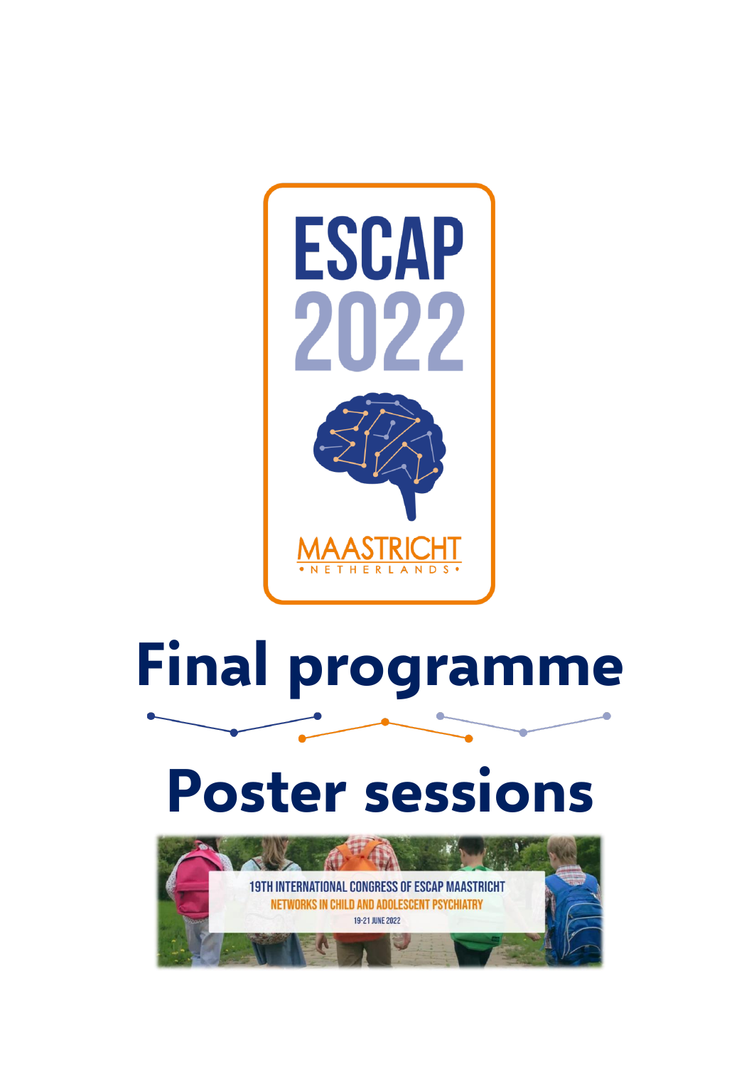ESCAP

2022

MAASTRICHT

• NETHERLANDS •

# Final programme

# Poster sessions

19TH INTERNATIONAL CONGRESS OF ESCAP MAASTRICHT

NETWORKS IN CHILD AND ADOLESCENT PSYCHIATRY

19-21 JUNE 2022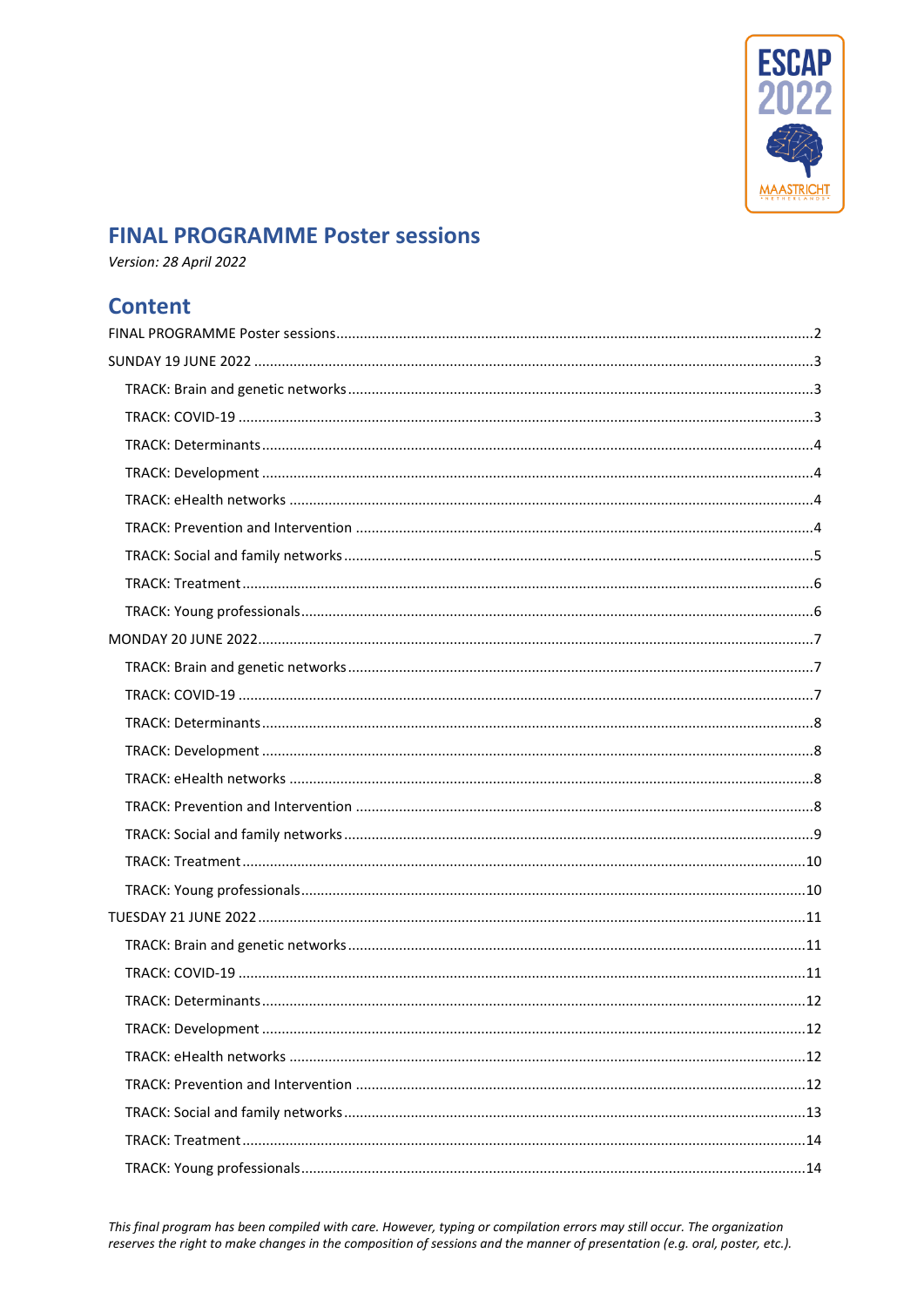# FINAL PROGRAMME Poster sessions

*Version: 28 April 2022*

## Content

FINAL PROGRAMME Poster sessions ....................................................................................... 2

SUNDAY 19 JUNE 2022 ....................................................................................... 3

- TRACK: Brain and genetic networks ....................................................................................... 3
- TRACK: COVID-19 ....................................................................................... 3
- TRACK: Determinants ....................................................................................... 4
- TRACK: Development ....................................................................................... 4
- TRACK: eHealth networks ....................................................................................... 4
- TRACK: Prevention and Intervention ....................................................................................... 4
- TRACK: Social and family networks ....................................................................................... 5
- TRACK: Treatment ....................................................................................... 6
- TRACK: Young professionals ....................................................................................... 6

MONDAY 20 JUNE 2022 ....................................................................................... 7

- TRACK: Brain and genetic networks ....................................................................................... 7
- TRACK: COVID-19 ....................................................................................... 7
- TRACK: Determinants ....................................................................................... 8
- TRACK: Development ....................................................................................... 8
- TRACK: eHealth networks ....................................................................................... 8
- TRACK: Prevention and Intervention ....................................................................................... 8
- TRACK: Social and family networks ....................................................................................... 9
- TRACK: Treatment ....................................................................................... 10
- TRACK: Young professionals ....................................................................................... 10

TUESDAY 21 JUNE 2022 ....................................................................................... 11

- TRACK: Brain and genetic networks ....................................................................................... 11
- TRACK: COVID-19 ....................................................................................... 11
- TRACK: Determinants ....................................................................................... 12
- TRACK: Development ....................................................................................... 12
- TRACK: eHealth networks ....................................................................................... 12
- TRACK: Prevention and Intervention ....................................................................................... 12
- TRACK: Social and family networks ....................................................................................... 13
- TRACK: Treatment ....................................................................................... 14
- TRACK: Young professionals ....................................................................................... 14

*This final program has been compiled with care. However, typing or compilation errors may still occur. The organization reserves the right to make changes in the composition of sessions and the manner of presentation (e.g. oral, poster, etc.).*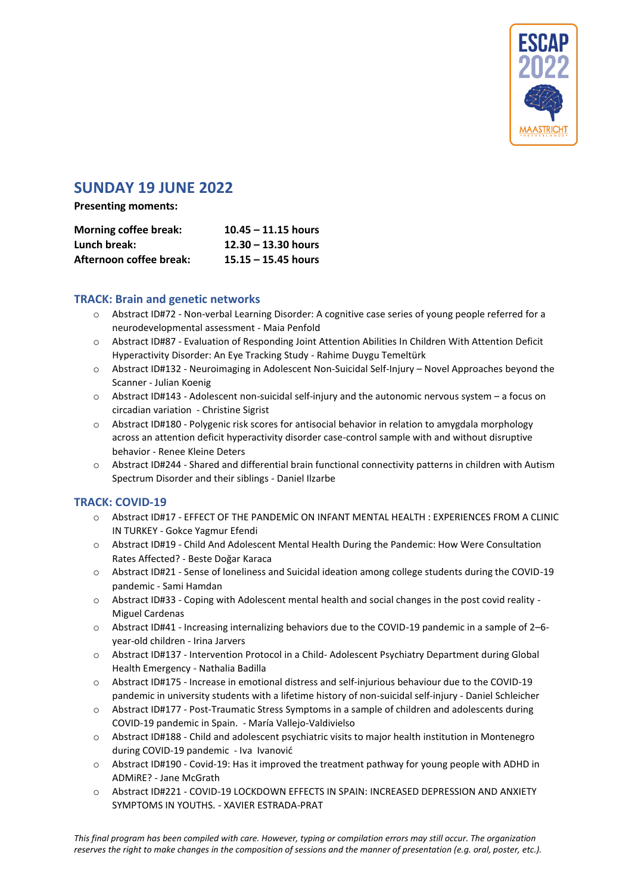## SUNDAY 19 JUNE 2022

**Presenting moments:**

| | |
|---|---|
| **Morning coffee break:** | **10.45 – 11.15 hours** |
| **Lunch break:** | **12.30 – 13.30 hours** |
| **Afternoon coffee break:** | **15.15 – 15.45 hours** |

### TRACK: Brain and genetic networks

- Abstract ID#72 - Non-verbal Learning Disorder: A cognitive case series of young people referred for a neurodevelopmental assessment - Maia Penfold
- Abstract ID#87 - Evaluation of Responding Joint Attention Abilities In Children With Attention Deficit Hyperactivity Disorder: An Eye Tracking Study - Rahime Duygu Temeltürk
- Abstract ID#132 - Neuroimaging in Adolescent Non-Suicidal Self-Injury – Novel Approaches beyond the Scanner - Julian Koenig
- Abstract ID#143 - Adolescent non-suicidal self-injury and the autonomic nervous system – a focus on circadian variation - Christine Sigrist
- Abstract ID#180 - Polygenic risk scores for antisocial behavior in relation to amygdala morphology across an attention deficit hyperactivity disorder case-control sample with and without disruptive behavior - Renee Kleine Deters
- Abstract ID#244 - Shared and differential brain functional connectivity patterns in children with Autism Spectrum Disorder and their siblings - Daniel Ilzarbe

### TRACK: COVID-19

- Abstract ID#17 - EFFECT OF THE PANDEMİC ON INFANT MENTAL HEALTH : EXPERIENCES FROM A CLINIC IN TURKEY - Gokce Yagmur Efendi
- Abstract ID#19 - Child And Adolescent Mental Health During the Pandemic: How Were Consultation Rates Affected? - Beste Doğar Karaca
- Abstract ID#21 - Sense of loneliness and Suicidal ideation among college students during the COVID-19 pandemic - Sami Hamdan
- Abstract ID#33 - Coping with Adolescent mental health and social changes in the post covid reality - Miguel Cardenas
- Abstract ID#41 - Increasing internalizing behaviors due to the COVID-19 pandemic in a sample of 2–6-year-old children - Irina Jarvers
- Abstract ID#137 - Intervention Protocol in a Child- Adolescent Psychiatry Department during Global Health Emergency - Nathalia Badilla
- Abstract ID#175 - Increase in emotional distress and self-injurious behaviour due to the COVID-19 pandemic in university students with a lifetime history of non-suicidal self-injury - Daniel Schleicher
- Abstract ID#177 - Post-Traumatic Stress Symptoms in a sample of children and adolescents during COVID-19 pandemic in Spain. - María Vallejo-Valdivielso
- Abstract ID#188 - Child and adolescent psychiatric visits to major health institution in Montenegro during COVID-19 pandemic - Iva Ivanović
- Abstract ID#190 - Covid-19: Has it improved the treatment pathway for young people with ADHD in ADMiRE? - Jane McGrath
- Abstract ID#221 - COVID-19 LOCKDOWN EFFECTS IN SPAIN: INCREASED DEPRESSION AND ANXIETY SYMPTOMS IN YOUTHS. - XAVIER ESTRADA-PRAT

*This final program has been compiled with care. However, typing or compilation errors may still occur. The organization reserves the right to make changes in the composition of sessions and the manner of presentation (e.g. oral, poster, etc.).*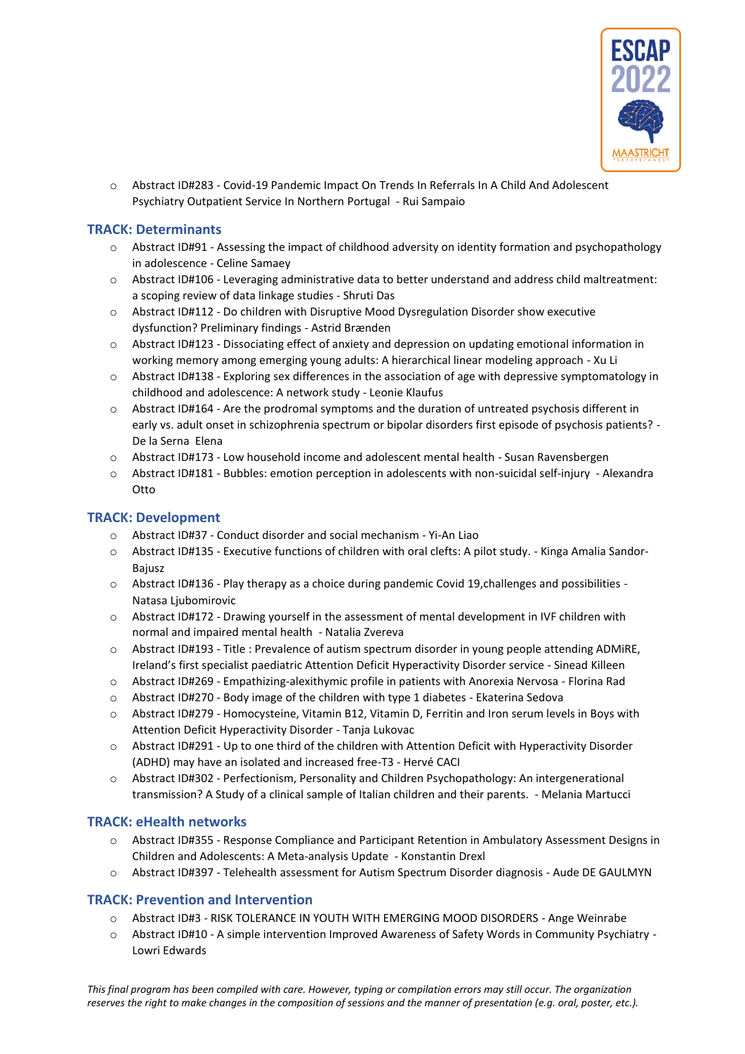- Abstract ID#283 - Covid-19 Pandemic Impact On Trends In Referrals In A Child And Adolescent Psychiatry Outpatient Service In Northern Portugal - Rui Sampaio

## TRACK: Determinants

- Abstract ID#91 - Assessing the impact of childhood adversity on identity formation and psychopathology in adolescence - Celine Samaey
- Abstract ID#106 - Leveraging administrative data to better understand and address child maltreatment: a scoping review of data linkage studies - Shruti Das
- Abstract ID#112 - Do children with Disruptive Mood Dysregulation Disorder show executive dysfunction? Preliminary findings - Astrid Brænden
- Abstract ID#123 - Dissociating effect of anxiety and depression on updating emotional information in working memory among emerging young adults: A hierarchical linear modeling approach - Xu Li
- Abstract ID#138 - Exploring sex differences in the association of age with depressive symptomatology in childhood and adolescence: A network study - Leonie Klaufus
- Abstract ID#164 - Are the prodromal symptoms and the duration of untreated psychosis different in early vs. adult onset in schizophrenia spectrum or bipolar disorders first episode of psychosis patients? - De la Serna Elena
- Abstract ID#173 - Low household income and adolescent mental health - Susan Ravensbergen
- Abstract ID#181 - Bubbles: emotion perception in adolescents with non-suicidal self-injury - Alexandra Otto

## TRACK: Development

- Abstract ID#37 - Conduct disorder and social mechanism - Yi-An Liao
- Abstract ID#135 - Executive functions of children with oral clefts: A pilot study. - Kinga Amalia Sandor-Bajusz
- Abstract ID#136 - Play therapy as a choice during pandemic Covid 19,challenges and possibilities - Natasa Ljubomirovic
- Abstract ID#172 - Drawing yourself in the assessment of mental development in IVF children with normal and impaired mental health - Natalia Zvereva
- Abstract ID#193 - Title : Prevalence of autism spectrum disorder in young people attending ADMiRE, Ireland's first specialist paediatric Attention Deficit Hyperactivity Disorder service - Sinead Killeen
- Abstract ID#269 - Empathizing-alexithymic profile in patients with Anorexia Nervosa - Florina Rad
- Abstract ID#270 - Body image of the children with type 1 diabetes - Ekaterina Sedova
- Abstract ID#279 - Homocysteine, Vitamin B12, Vitamin D, Ferritin and Iron serum levels in Boys with Attention Deficit Hyperactivity Disorder - Tanja Lukovac
- Abstract ID#291 - Up to one third of the children with Attention Deficit with Hyperactivity Disorder (ADHD) may have an isolated and increased free-T3 - Hervé CACI
- Abstract ID#302 - Perfectionism, Personality and Children Psychopathology: An intergenerational transmission? A Study of a clinical sample of Italian children and their parents. - Melania Martucci

## TRACK: eHealth networks

- Abstract ID#355 - Response Compliance and Participant Retention in Ambulatory Assessment Designs in Children and Adolescents: A Meta-analysis Update - Konstantin Drexl
- Abstract ID#397 - Telehealth assessment for Autism Spectrum Disorder diagnosis - Aude DE GAULMYN

## TRACK: Prevention and Intervention

- Abstract ID#3 - RISK TOLERANCE IN YOUTH WITH EMERGING MOOD DISORDERS - Ange Weinrabe
- Abstract ID#10 - A simple intervention Improved Awareness of Safety Words in Community Psychiatry - Lowri Edwards

*This final program has been compiled with care. However, typing or compilation errors may still occur. The organization reserves the right to make changes in the composition of sessions and the manner of presentation (e.g. oral, poster, etc.).*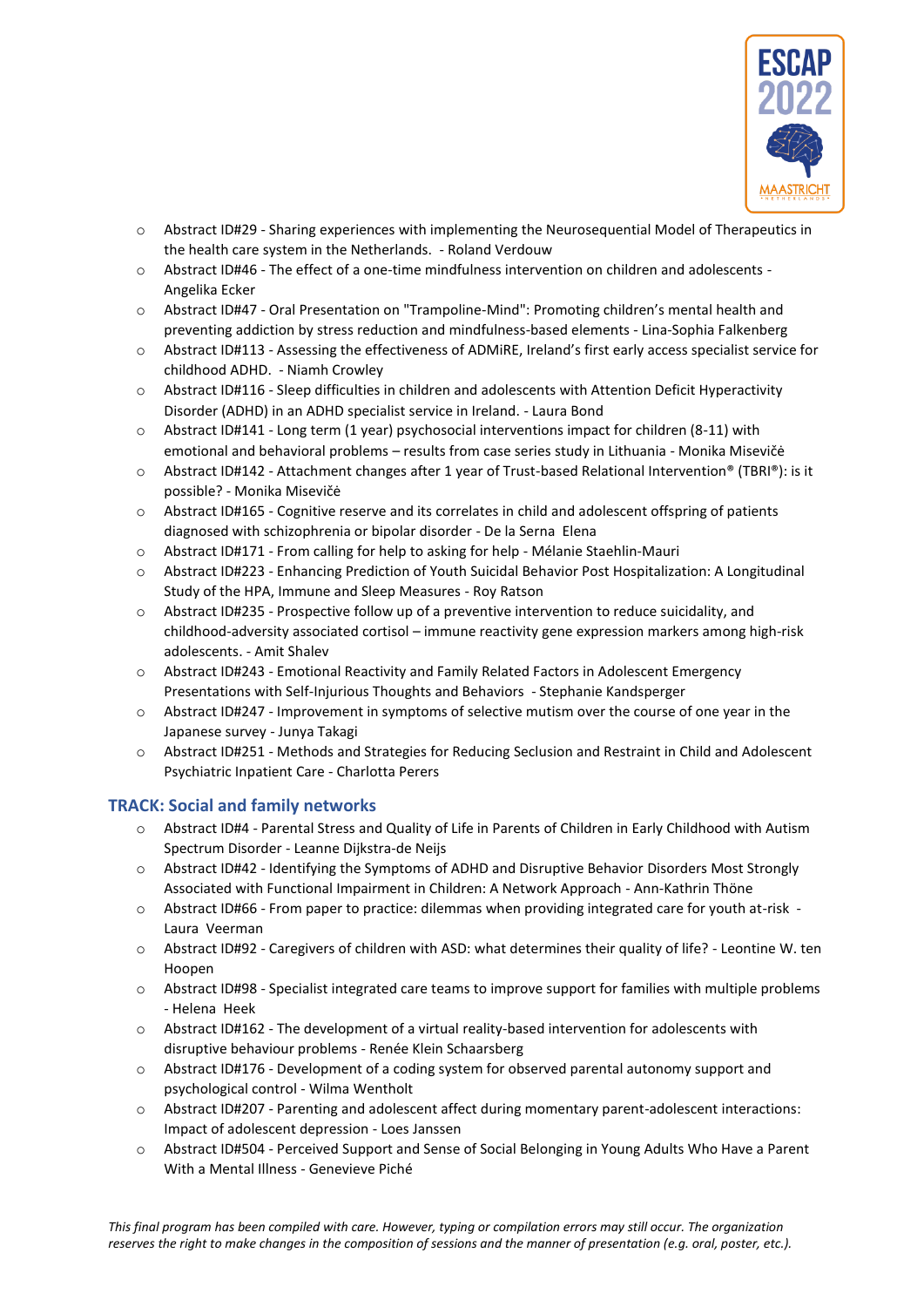- Abstract ID#29 - Sharing experiences with implementing the Neurosequential Model of Therapeutics in the health care system in the Netherlands. - Roland Verdouw
- Abstract ID#46 - The effect of a one-time mindfulness intervention on children and adolescents - Angelika Ecker
- Abstract ID#47 - Oral Presentation on "Trampoline-Mind": Promoting children's mental health and preventing addiction by stress reduction and mindfulness-based elements - Lina-Sophia Falkenberg
- Abstract ID#113 - Assessing the effectiveness of ADMiRE, Ireland's first early access specialist service for childhood ADHD. - Niamh Crowley
- Abstract ID#116 - Sleep difficulties in children and adolescents with Attention Deficit Hyperactivity Disorder (ADHD) in an ADHD specialist service in Ireland. - Laura Bond
- Abstract ID#141 - Long term (1 year) psychosocial interventions impact for children (8-11) with emotional and behavioral problems – results from case series study in Lithuania - Monika Misevičė
- Abstract ID#142 - Attachment changes after 1 year of Trust-based Relational Intervention® (TBRI®): is it possible? - Monika Misevičė
- Abstract ID#165 - Cognitive reserve and its correlates in child and adolescent offspring of patients diagnosed with schizophrenia or bipolar disorder - De la Serna Elena
- Abstract ID#171 - From calling for help to asking for help - Mélanie Staehlin-Mauri
- Abstract ID#223 - Enhancing Prediction of Youth Suicidal Behavior Post Hospitalization: A Longitudinal Study of the HPA, Immune and Sleep Measures - Roy Ratson
- Abstract ID#235 - Prospective follow up of a preventive intervention to reduce suicidality, and childhood-adversity associated cortisol – immune reactivity gene expression markers among high-risk adolescents. - Amit Shalev
- Abstract ID#243 - Emotional Reactivity and Family Related Factors in Adolescent Emergency Presentations with Self-Injurious Thoughts and Behaviors - Stephanie Kandsperger
- Abstract ID#247 - Improvement in symptoms of selective mutism over the course of one year in the Japanese survey - Junya Takagi
- Abstract ID#251 - Methods and Strategies for Reducing Seclusion and Restraint in Child and Adolescent Psychiatric Inpatient Care - Charlotta Perers

## TRACK: Social and family networks

- Abstract ID#4 - Parental Stress and Quality of Life in Parents of Children in Early Childhood with Autism Spectrum Disorder - Leanne Dijkstra-de Neijs
- Abstract ID#42 - Identifying the Symptoms of ADHD and Disruptive Behavior Disorders Most Strongly Associated with Functional Impairment in Children: A Network Approach - Ann-Kathrin Thöne
- Abstract ID#66 - From paper to practice: dilemmas when providing integrated care for youth at-risk - Laura Veerman
- Abstract ID#92 - Caregivers of children with ASD: what determines their quality of life? - Leontine W. ten Hoopen
- Abstract ID#98 - Specialist integrated care teams to improve support for families with multiple problems - Helena Heek
- Abstract ID#162 - The development of a virtual reality-based intervention for adolescents with disruptive behaviour problems - Renée Klein Schaarsberg
- Abstract ID#176 - Development of a coding system for observed parental autonomy support and psychological control - Wilma Wentholt
- Abstract ID#207 - Parenting and adolescent affect during momentary parent-adolescent interactions: Impact of adolescent depression - Loes Janssen
- Abstract ID#504 - Perceived Support and Sense of Social Belonging in Young Adults Who Have a Parent With a Mental Illness - Genevieve Piché

*This final program has been compiled with care. However, typing or compilation errors may still occur. The organization reserves the right to make changes in the composition of sessions and the manner of presentation (e.g. oral, poster, etc.).*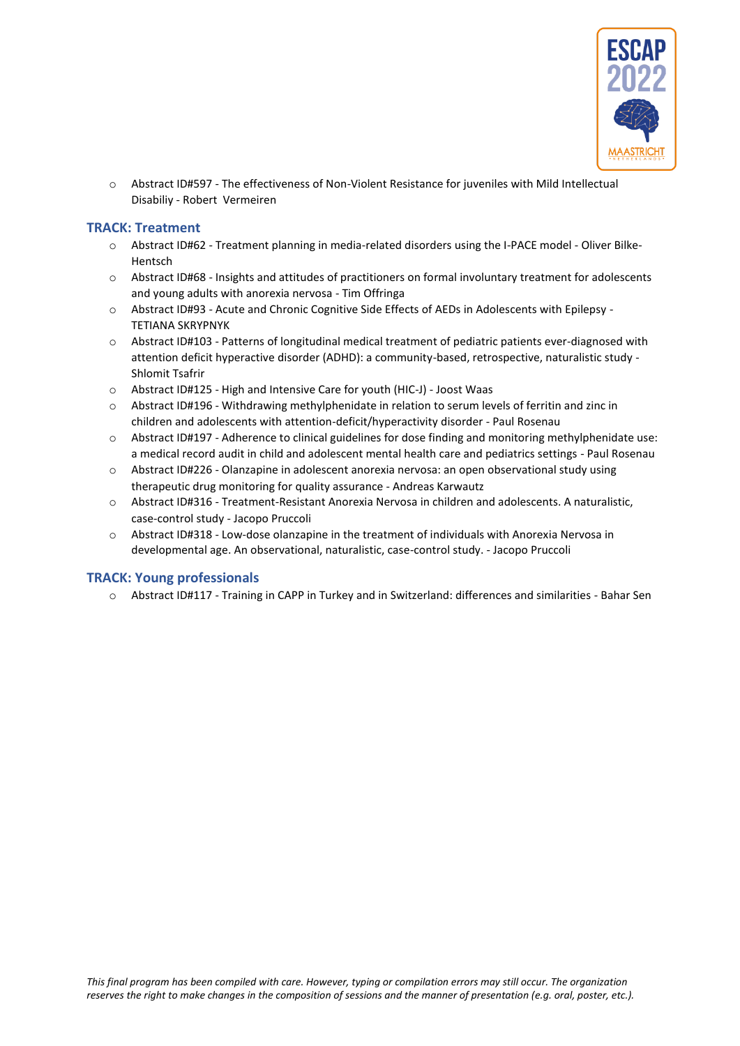- Abstract ID#597 - The effectiveness of Non-Violent Resistance for juveniles with Mild Intellectual Disabiliy - Robert Vermeiren

### TRACK: Treatment

- Abstract ID#62 - Treatment planning in media-related disorders using the I-PACE model - Oliver Bilke-Hentsch
- Abstract ID#68 - Insights and attitudes of practitioners on formal involuntary treatment for adolescents and young adults with anorexia nervosa - Tim Offringa
- Abstract ID#93 - Acute and Chronic Cognitive Side Effects of AEDs in Adolescents with Epilepsy - TETIANA SKRYPNYK
- Abstract ID#103 - Patterns of longitudinal medical treatment of pediatric patients ever-diagnosed with attention deficit hyperactive disorder (ADHD): a community-based, retrospective, naturalistic study - Shlomit Tsafrir
- Abstract ID#125 - High and Intensive Care for youth (HIC-J) - Joost Waas
- Abstract ID#196 - Withdrawing methylphenidate in relation to serum levels of ferritin and zinc in children and adolescents with attention-deficit/hyperactivity disorder - Paul Rosenau
- Abstract ID#197 - Adherence to clinical guidelines for dose finding and monitoring methylphenidate use: a medical record audit in child and adolescent mental health care and pediatrics settings - Paul Rosenau
- Abstract ID#226 - Olanzapine in adolescent anorexia nervosa: an open observational study using therapeutic drug monitoring for quality assurance - Andreas Karwautz
- Abstract ID#316 - Treatment-Resistant Anorexia Nervosa in children and adolescents. A naturalistic, case-control study - Jacopo Pruccoli
- Abstract ID#318 - Low-dose olanzapine in the treatment of individuals with Anorexia Nervosa in developmental age. An observational, naturalistic, case-control study. - Jacopo Pruccoli

### TRACK: Young professionals

- Abstract ID#117 - Training in CAPP in Turkey and in Switzerland: differences and similarities - Bahar Sen

*This final program has been compiled with care. However, typing or compilation errors may still occur. The organization reserves the right to make changes in the composition of sessions and the manner of presentation (e.g. oral, poster, etc.).*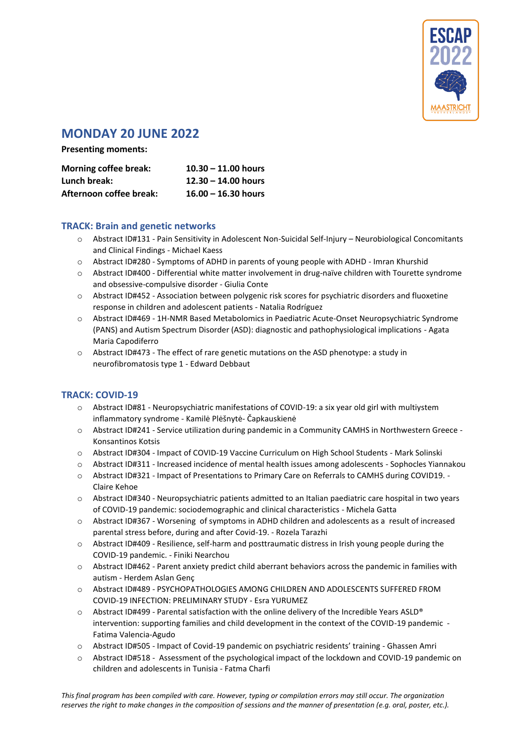## MONDAY 20 JUNE 2022

**Presenting moments:**

| | |
|---|---|
| **Morning coffee break:** | **10.30 – 11.00 hours** |
| **Lunch break:** | **12.30 – 14.00 hours** |
| **Afternoon coffee break:** | **16.00 – 16.30 hours** |

### TRACK: Brain and genetic networks

- Abstract ID#131 - Pain Sensitivity in Adolescent Non-Suicidal Self-Injury – Neurobiological Concomitants and Clinical Findings - Michael Kaess
- Abstract ID#280 - Symptoms of ADHD in parents of young people with ADHD - Imran Khurshid
- Abstract ID#400 - Differential white matter involvement in drug-naïve children with Tourette syndrome and obsessive-compulsive disorder - Giulia Conte
- Abstract ID#452 - Association between polygenic risk scores for psychiatric disorders and fluoxetine response in children and adolescent patients - Natalia Rodríguez
- Abstract ID#469 - 1H-NMR Based Metabolomics in Paediatric Acute-Onset Neuropsychiatric Syndrome (PANS) and Autism Spectrum Disorder (ASD): diagnostic and pathophysiological implications - Agata Maria Capodiferro
- Abstract ID#473 - The effect of rare genetic mutations on the ASD phenotype: a study in neurofibromatosis type 1 - Edward Debbaut

### TRACK: COVID-19

- Abstract ID#81 - Neuropsychiatric manifestations of COVID-19: a six year old girl with multiystem inflammatory syndrome - Kamilė Plėšnytė- Čapkauskienė
- Abstract ID#241 - Service utilization during pandemic in a Community CAMHS in Northwestern Greece - Konsantinos Kotsis
- Abstract ID#304 - Impact of COVID-19 Vaccine Curriculum on High School Students - Mark Solinski
- Abstract ID#311 - Increased incidence of mental health issues among adolescents - Sophocles Yiannakou
- Abstract ID#321 - Impact of Presentations to Primary Care on Referrals to CAMHS during COVID19. - Claire Kehoe
- Abstract ID#340 - Neuropsychiatric patients admitted to an Italian paediatric care hospital in two years of COVID-19 pandemic: sociodemographic and clinical characteristics - Michela Gatta
- Abstract ID#367 - Worsening of symptoms in ADHD children and adolescents as a result of increased parental stress before, during and after Covid-19. - Rozela Tarazhi
- Abstract ID#409 - Resilience, self-harm and posttraumatic distress in Irish young people during the COVID-19 pandemic. - Finiki Nearchou
- Abstract ID#462 - Parent anxiety predict child aberrant behaviors across the pandemic in families with autism - Herdem Aslan Genç
- Abstract ID#489 - PSYCHOPATHOLOGIES AMONG CHILDREN AND ADOLESCENTS SUFFERED FROM COVID-19 INFECTION: PRELIMINARY STUDY - Esra YURUMEZ
- Abstract ID#499 - Parental satisfaction with the online delivery of the Incredible Years ASLD® intervention: supporting families and child development in the context of the COVID-19 pandemic - Fatima Valencia-Agudo
- Abstract ID#505 - Impact of Covid-19 pandemic on psychiatric residents' training - Ghassen Amri
- Abstract ID#518 - Assessment of the psychological impact of the lockdown and COVID-19 pandemic on children and adolescents in Tunisia - Fatma Charfi

*This final program has been compiled with care. However, typing or compilation errors may still occur. The organization reserves the right to make changes in the composition of sessions and the manner of presentation (e.g. oral, poster, etc.).*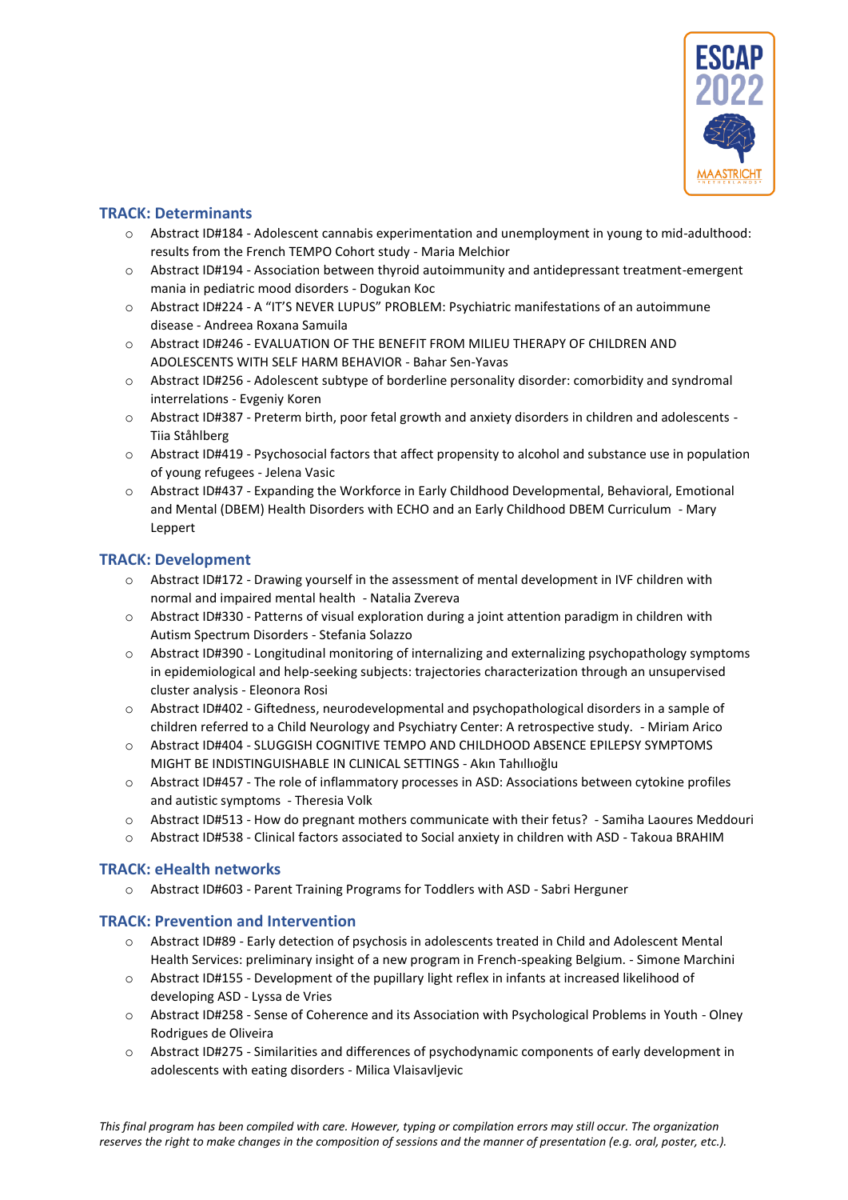## TRACK: Determinants

- Abstract ID#184 - Adolescent cannabis experimentation and unemployment in young to mid-adulthood: results from the French TEMPO Cohort study - Maria Melchior
- Abstract ID#194 - Association between thyroid autoimmunity and antidepressant treatment-emergent mania in pediatric mood disorders - Dogukan Koc
- Abstract ID#224 - A "IT'S NEVER LUPUS" PROBLEM: Psychiatric manifestations of an autoimmune disease - Andreea Roxana Samuila
- Abstract ID#246 - EVALUATION OF THE BENEFIT FROM MILIEU THERAPY OF CHILDREN AND ADOLESCENTS WITH SELF HARM BEHAVIOR - Bahar Sen-Yavas
- Abstract ID#256 - Adolescent subtype of borderline personality disorder: comorbidity and syndromal interrelations - Evgeniy Koren
- Abstract ID#387 - Preterm birth, poor fetal growth and anxiety disorders in children and adolescents - Tiia Ståhlberg
- Abstract ID#419 - Psychosocial factors that affect propensity to alcohol and substance use in population of young refugees - Jelena Vasic
- Abstract ID#437 - Expanding the Workforce in Early Childhood Developmental, Behavioral, Emotional and Mental (DBEM) Health Disorders with ECHO and an Early Childhood DBEM Curriculum - Mary Leppert

## TRACK: Development

- Abstract ID#172 - Drawing yourself in the assessment of mental development in IVF children with normal and impaired mental health - Natalia Zvereva
- Abstract ID#330 - Patterns of visual exploration during a joint attention paradigm in children with Autism Spectrum Disorders - Stefania Solazzo
- Abstract ID#390 - Longitudinal monitoring of internalizing and externalizing psychopathology symptoms in epidemiological and help-seeking subjects: trajectories characterization through an unsupervised cluster analysis - Eleonora Rosi
- Abstract ID#402 - Giftedness, neurodevelopmental and psychopathological disorders in a sample of children referred to a Child Neurology and Psychiatry Center: A retrospective study. - Miriam Arico
- Abstract ID#404 - SLUGGISH COGNITIVE TEMPO AND CHILDHOOD ABSENCE EPILEPSY SYMPTOMS MIGHT BE INDISTINGUISHABLE IN CLINICAL SETTINGS - Akın Tahıllıoğlu
- Abstract ID#457 - The role of inflammatory processes in ASD: Associations between cytokine profiles and autistic symptoms - Theresia Volk
- Abstract ID#513 - How do pregnant mothers communicate with their fetus? - Samiha Laoures Meddouri
- Abstract ID#538 - Clinical factors associated to Social anxiety in children with ASD - Takoua BRAHIM

## TRACK: eHealth networks

- Abstract ID#603 - Parent Training Programs for Toddlers with ASD - Sabri Herguner

## TRACK: Prevention and Intervention

- Abstract ID#89 - Early detection of psychosis in adolescents treated in Child and Adolescent Mental Health Services: preliminary insight of a new program in French-speaking Belgium. - Simone Marchini
- Abstract ID#155 - Development of the pupillary light reflex in infants at increased likelihood of developing ASD - Lyssa de Vries
- Abstract ID#258 - Sense of Coherence and its Association with Psychological Problems in Youth - Olney Rodrigues de Oliveira
- Abstract ID#275 - Similarities and differences of psychodynamic components of early development in adolescents with eating disorders - Milica Vlaisavljevic

*This final program has been compiled with care. However, typing or compilation errors may still occur. The organization reserves the right to make changes in the composition of sessions and the manner of presentation (e.g. oral, poster, etc.).*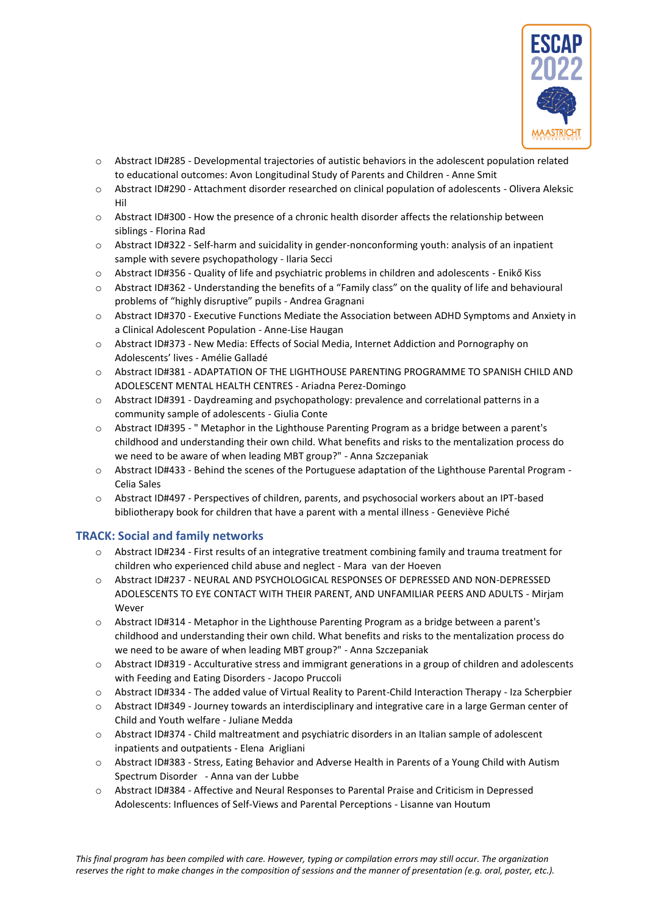- Abstract ID#285 - Developmental trajectories of autistic behaviors in the adolescent population related to educational outcomes: Avon Longitudinal Study of Parents and Children - Anne Smit
- Abstract ID#290 - Attachment disorder researched on clinical population of adolescents - Olivera Aleksic Hil
- Abstract ID#300 - How the presence of a chronic health disorder affects the relationship between siblings - Florina Rad
- Abstract ID#322 - Self-harm and suicidality in gender-nonconforming youth: analysis of an inpatient sample with severe psychopathology - Ilaria Secci
- Abstract ID#356 - Quality of life and psychiatric problems in children and adolescents - Enikő Kiss
- Abstract ID#362 - Understanding the benefits of a "Family class" on the quality of life and behavioural problems of "highly disruptive" pupils - Andrea Gragnani
- Abstract ID#370 - Executive Functions Mediate the Association between ADHD Symptoms and Anxiety in a Clinical Adolescent Population - Anne-Lise Haugan
- Abstract ID#373 - New Media: Effects of Social Media, Internet Addiction and Pornography on Adolescents' lives - Amélie Galladé
- Abstract ID#381 - ADAPTATION OF THE LIGHTHOUSE PARENTING PROGRAMME TO SPANISH CHILD AND ADOLESCENT MENTAL HEALTH CENTRES - Ariadna Perez-Domingo
- Abstract ID#391 - Daydreaming and psychopathology: prevalence and correlational patterns in a community sample of adolescents - Giulia Conte
- Abstract ID#395 - " Metaphor in the Lighthouse Parenting Program as a bridge between a parent's childhood and understanding their own child. What benefits and risks to the mentalization process do we need to be aware of when leading MBT group?" - Anna Szczepaniak
- Abstract ID#433 - Behind the scenes of the Portuguese adaptation of the Lighthouse Parental Program - Celia Sales
- Abstract ID#497 - Perspectives of children, parents, and psychosocial workers about an IPT-based bibliotherapy book for children that have a parent with a mental illness - Geneviève Piché

### TRACK: Social and family networks

- Abstract ID#234 - First results of an integrative treatment combining family and trauma treatment for children who experienced child abuse and neglect - Mara van der Hoeven
- Abstract ID#237 - NEURAL AND PSYCHOLOGICAL RESPONSES OF DEPRESSED AND NON-DEPRESSED ADOLESCENTS TO EYE CONTACT WITH THEIR PARENT, AND UNFAMILIAR PEERS AND ADULTS - Mirjam Wever
- Abstract ID#314 - Metaphor in the Lighthouse Parenting Program as a bridge between a parent's childhood and understanding their own child. What benefits and risks to the mentalization process do we need to be aware of when leading MBT group?" - Anna Szczepaniak
- Abstract ID#319 - Acculturative stress and immigrant generations in a group of children and adolescents with Feeding and Eating Disorders - Jacopo Pruccoli
- Abstract ID#334 - The added value of Virtual Reality to Parent-Child Interaction Therapy - Iza Scherpbier
- Abstract ID#349 - Journey towards an interdisciplinary and integrative care in a large German center of Child and Youth welfare - Juliane Medda
- Abstract ID#374 - Child maltreatment and psychiatric disorders in an Italian sample of adolescent inpatients and outpatients - Elena Arigliani
- Abstract ID#383 - Stress, Eating Behavior and Adverse Health in Parents of a Young Child with Autism Spectrum Disorder - Anna van der Lubbe
- Abstract ID#384 - Affective and Neural Responses to Parental Praise and Criticism in Depressed Adolescents: Influences of Self-Views and Parental Perceptions - Lisanne van Houtum

*This final program has been compiled with care. However, typing or compilation errors may still occur. The organization reserves the right to make changes in the composition of sessions and the manner of presentation (e.g. oral, poster, etc.).*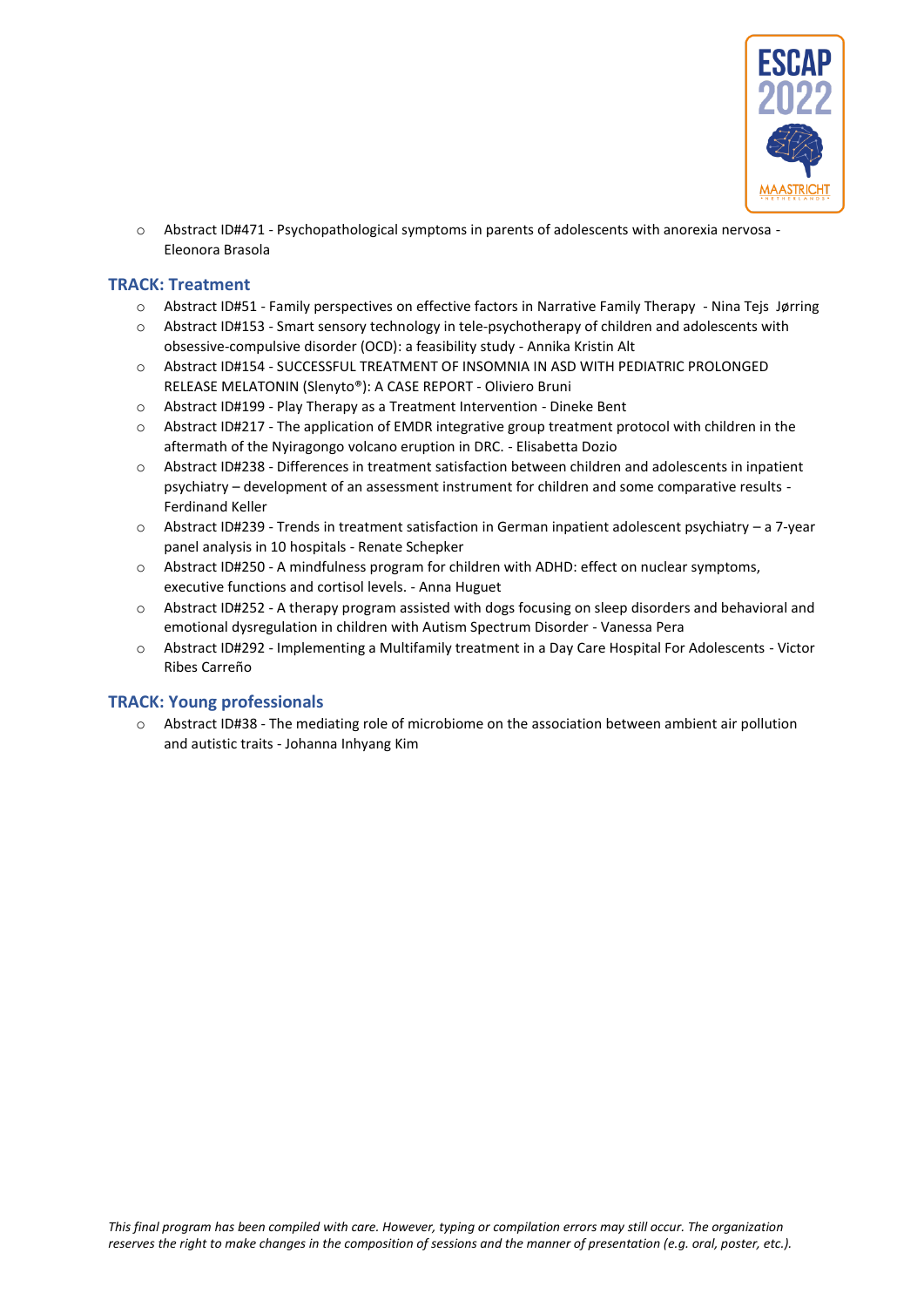- Abstract ID#471 - Psychopathological symptoms in parents of adolescents with anorexia nervosa - Eleonora Brasola

### TRACK: Treatment

- Abstract ID#51 - Family perspectives on effective factors in Narrative Family Therapy - Nina Tejs Jørring
- Abstract ID#153 - Smart sensory technology in tele-psychotherapy of children and adolescents with obsessive-compulsive disorder (OCD): a feasibility study - Annika Kristin Alt
- Abstract ID#154 - SUCCESSFUL TREATMENT OF INSOMNIA IN ASD WITH PEDIATRIC PROLONGED RELEASE MELATONIN (Slenyto®): A CASE REPORT - Oliviero Bruni
- Abstract ID#199 - Play Therapy as a Treatment Intervention - Dineke Bent
- Abstract ID#217 - The application of EMDR integrative group treatment protocol with children in the aftermath of the Nyiragongo volcano eruption in DRC. - Elisabetta Dozio
- Abstract ID#238 - Differences in treatment satisfaction between children and adolescents in inpatient psychiatry – development of an assessment instrument for children and some comparative results - Ferdinand Keller
- Abstract ID#239 - Trends in treatment satisfaction in German inpatient adolescent psychiatry – a 7-year panel analysis in 10 hospitals - Renate Schepker
- Abstract ID#250 - A mindfulness program for children with ADHD: effect on nuclear symptoms, executive functions and cortisol levels. - Anna Huguet
- Abstract ID#252 - A therapy program assisted with dogs focusing on sleep disorders and behavioral and emotional dysregulation in children with Autism Spectrum Disorder - Vanessa Pera
- Abstract ID#292 - Implementing a Multifamily treatment in a Day Care Hospital For Adolescents - Victor Ribes Carreño

### TRACK: Young professionals

- Abstract ID#38 - The mediating role of microbiome on the association between ambient air pollution and autistic traits - Johanna Inhyang Kim

*This final program has been compiled with care. However, typing or compilation errors may still occur. The organization reserves the right to make changes in the composition of sessions and the manner of presentation (e.g. oral, poster, etc.).*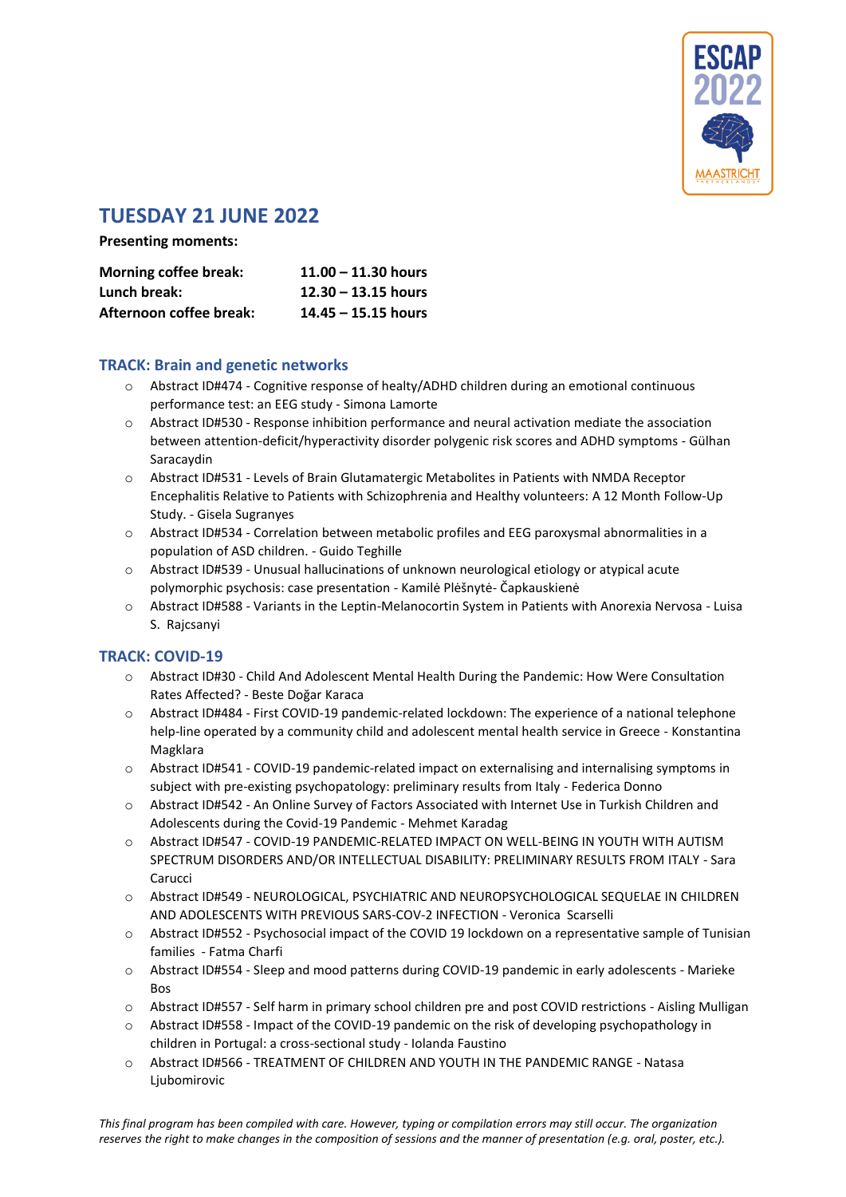## TUESDAY 21 JUNE 2022

**Presenting moments:**

| | |
|---|---|
| **Morning coffee break:** | **11.00 – 11.30 hours** |
| **Lunch break:** | **12.30 – 13.15 hours** |
| **Afternoon coffee break:** | **14.45 – 15.15 hours** |

### TRACK: Brain and genetic networks

- Abstract ID#474 - Cognitive response of healty/ADHD children during an emotional continuous performance test: an EEG study - Simona Lamorte
- Abstract ID#530 - Response inhibition performance and neural activation mediate the association between attention-deficit/hyperactivity disorder polygenic risk scores and ADHD symptoms - Gülhan Saracaydin
- Abstract ID#531 - Levels of Brain Glutamatergic Metabolites in Patients with NMDA Receptor Encephalitis Relative to Patients with Schizophrenia and Healthy volunteers: A 12 Month Follow-Up Study. - Gisela Sugranyes
- Abstract ID#534 - Correlation between metabolic profiles and EEG paroxysmal abnormalities in a population of ASD children. - Guido Teghille
- Abstract ID#539 - Unusual hallucinations of unknown neurological etiology or atypical acute polymorphic psychosis: case presentation - Kamilė Plėšnytė- Čapkauskienė
- Abstract ID#588 - Variants in the Leptin-Melanocortin System in Patients with Anorexia Nervosa - Luisa S. Rajcsanyi

### TRACK: COVID-19

- Abstract ID#30 - Child And Adolescent Mental Health During the Pandemic: How Were Consultation Rates Affected? - Beste Doğar Karaca
- Abstract ID#484 - First COVID-19 pandemic-related lockdown: The experience of a national telephone help-line operated by a community child and adolescent mental health service in Greece - Konstantina Magklara
- Abstract ID#541 - COVID-19 pandemic-related impact on externalising and internalising symptoms in subject with pre-existing psychopathology: preliminary results from Italy - Federica Donno
- Abstract ID#542 - An Online Survey of Factors Associated with Internet Use in Turkish Children and Adolescents during the Covid-19 Pandemic - Mehmet Karadag
- Abstract ID#547 - COVID-19 PANDEMIC-RELATED IMPACT ON WELL-BEING IN YOUTH WITH AUTISM SPECTRUM DISORDERS AND/OR INTELLECTUAL DISABILITY: PRELIMINARY RESULTS FROM ITALY - Sara Carucci
- Abstract ID#549 - NEUROLOGICAL, PSYCHIATRIC AND NEUROPSYCHOLOGICAL SEQUELAE IN CHILDREN AND ADOLESCENTS WITH PREVIOUS SARS-COV-2 INFECTION - Veronica Scarselli
- Abstract ID#552 - Psychosocial impact of the COVID 19 lockdown on a representative sample of Tunisian families - Fatma Charfi
- Abstract ID#554 - Sleep and mood patterns during COVID-19 pandemic in early adolescents - Marieke Bos
- Abstract ID#557 - Self harm in primary school children pre and post COVID restrictions - Aisling Mulligan
- Abstract ID#558 - Impact of the COVID-19 pandemic on the risk of developing psychopathology in children in Portugal: a cross-sectional study - Iolanda Faustino
- Abstract ID#566 - TREATMENT OF CHILDREN AND YOUTH IN THE PANDEMIC RANGE - Natasa Ljubomirovic

*This final program has been compiled with care. However, typing or compilation errors may still occur. The organization reserves the right to make changes in the composition of sessions and the manner of presentation (e.g. oral, poster, etc.).*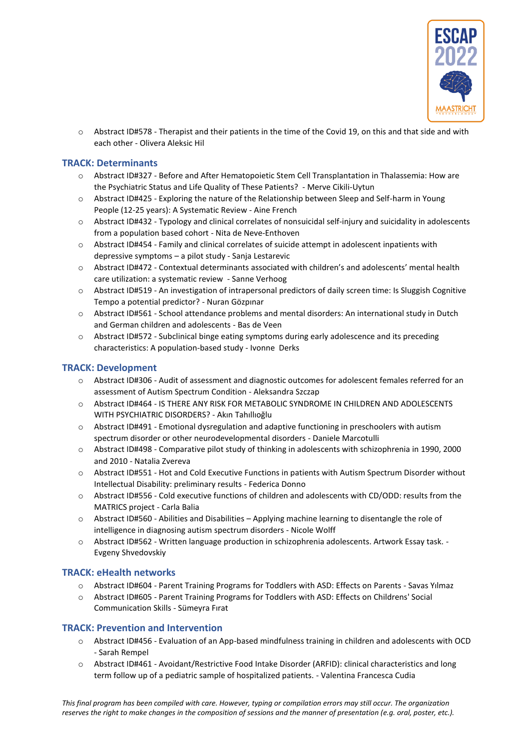- Abstract ID#578 - Therapist and their patients in the time of the Covid 19, on this and that side and with each other - Olivera Aleksic Hil

## TRACK: Determinants

- Abstract ID#327 - Before and After Hematopoietic Stem Cell Transplantation in Thalassemia: How are the Psychiatric Status and Life Quality of These Patients? - Merve Cikili-Uytun
- Abstract ID#425 - Exploring the nature of the Relationship between Sleep and Self-harm in Young People (12-25 years): A Systematic Review - Aine French
- Abstract ID#432 - Typology and clinical correlates of nonsuicidal self-injury and suicidality in adolescents from a population based cohort - Nita de Neve-Enthoven
- Abstract ID#454 - Family and clinical correlates of suicide attempt in adolescent inpatients with depressive symptoms – a pilot study - Sanja Lestarevic
- Abstract ID#472 - Contextual determinants associated with children's and adolescents' mental health care utilization: a systematic review - Sanne Verhoog
- Abstract ID#519 - An investigation of intrapersonal predictors of daily screen time: Is Sluggish Cognitive Tempo a potential predictor? - Nuran Gözpınar
- Abstract ID#561 - School attendance problems and mental disorders: An international study in Dutch and German children and adolescents - Bas de Veen
- Abstract ID#572 - Subclinical binge eating symptoms during early adolescence and its preceding characteristics: A population-based study - Ivonne Derks

## TRACK: Development

- Abstract ID#306 - Audit of assessment and diagnostic outcomes for adolescent females referred for an assessment of Autism Spectrum Condition - Aleksandra Szczap
- Abstract ID#464 - IS THERE ANY RISK FOR METABOLIC SYNDROME IN CHILDREN AND ADOLESCENTS WITH PSYCHIATRIC DISORDERS? - Akın Tahıllıoğlu
- Abstract ID#491 - Emotional dysregulation and adaptive functioning in preschoolers with autism spectrum disorder or other neurodevelopmental disorders - Daniele Marcotulli
- Abstract ID#498 - Comparative pilot study of thinking in adolescents with schizophrenia in 1990, 2000 and 2010 - Natalia Zvereva
- Abstract ID#551 - Hot and Cold Executive Functions in patients with Autism Spectrum Disorder without Intellectual Disability: preliminary results - Federica Donno
- Abstract ID#556 - Cold executive functions of children and adolescents with CD/ODD: results from the MATRICS project - Carla Balia
- Abstract ID#560 - Abilities and Disabilities – Applying machine learning to disentangle the role of intelligence in diagnosing autism spectrum disorders - Nicole Wolff
- Abstract ID#562 - Written language production in schizophrenia adolescents. Artwork Essay task. - Evgeny Shvedovskiy

## TRACK: eHealth networks

- Abstract ID#604 - Parent Training Programs for Toddlers with ASD: Effects on Parents - Savas Yılmaz
- Abstract ID#605 - Parent Training Programs for Toddlers with ASD: Effects on Childrens' Social Communication Skills - Sümeyra Fırat

## TRACK: Prevention and Intervention

- Abstract ID#456 - Evaluation of an App-based mindfulness training in children and adolescents with OCD - Sarah Rempel
- Abstract ID#461 - Avoidant/Restrictive Food Intake Disorder (ARFID): clinical characteristics and long term follow up of a pediatric sample of hospitalized patients. - Valentina Francesca Cudia

*This final program has been compiled with care. However, typing or compilation errors may still occur. The organization reserves the right to make changes in the composition of sessions and the manner of presentation (e.g. oral, poster, etc.).*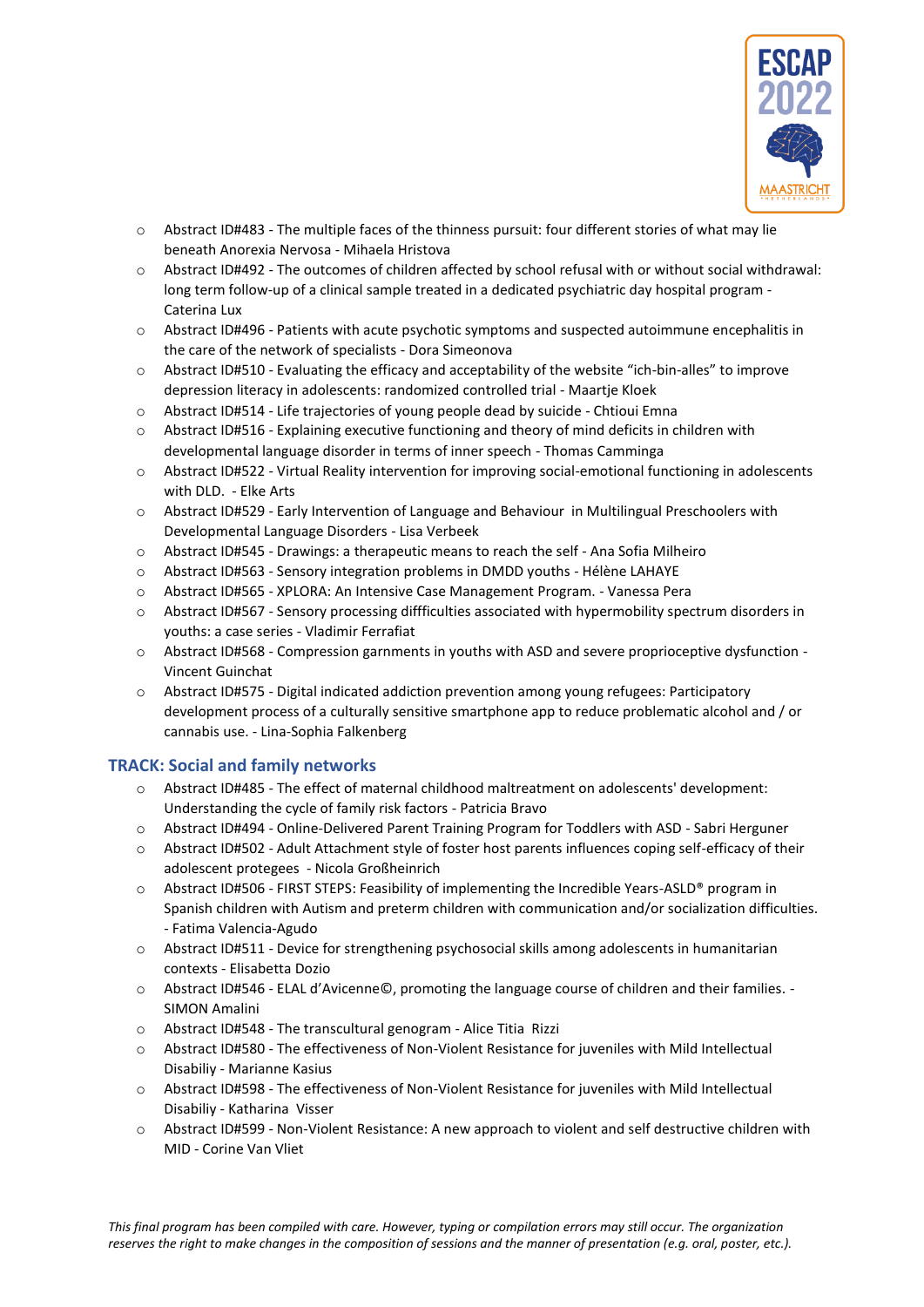- Abstract ID#483 - The multiple faces of the thinness pursuit: four different stories of what may lie beneath Anorexia Nervosa - Mihaela Hristova
- Abstract ID#492 - The outcomes of children affected by school refusal with or without social withdrawal: long term follow-up of a clinical sample treated in a dedicated psychiatric day hospital program - Caterina Lux
- Abstract ID#496 - Patients with acute psychotic symptoms and suspected autoimmune encephalitis in the care of the network of specialists - Dora Simeonova
- Abstract ID#510 - Evaluating the efficacy and acceptability of the website “ich-bin-alles” to improve depression literacy in adolescents: randomized controlled trial - Maartje Kloek
- Abstract ID#514 - Life trajectories of young people dead by suicide - Chtioui Emna
- Abstract ID#516 - Explaining executive functioning and theory of mind deficits in children with developmental language disorder in terms of inner speech - Thomas Camminga
- Abstract ID#522 - Virtual Reality intervention for improving social-emotional functioning in adolescents with DLD. - Elke Arts
- Abstract ID#529 - Early Intervention of Language and Behaviour in Multilingual Preschoolers with Developmental Language Disorders - Lisa Verbeek
- Abstract ID#545 - Drawings: a therapeutic means to reach the self - Ana Sofia Milheiro
- Abstract ID#563 - Sensory integration problems in DMDD youths - Hélène LAHAYE
- Abstract ID#565 - XPLORA: An Intensive Case Management Program. - Vanessa Pera
- Abstract ID#567 - Sensory processing diffficulties associated with hypermobility spectrum disorders in youths: a case series - Vladimir Ferrafiat
- Abstract ID#568 - Compression garnments in youths with ASD and severe proprioceptive dysfunction - Vincent Guinchat
- Abstract ID#575 - Digital indicated addiction prevention among young refugees: Participatory development process of a culturally sensitive smartphone app to reduce problematic alcohol and / or cannabis use. - Lina-Sophia Falkenberg

### TRACK: Social and family networks

- Abstract ID#485 - The effect of maternal childhood maltreatment on adolescents' development: Understanding the cycle of family risk factors - Patricia Bravo
- Abstract ID#494 - Online-Delivered Parent Training Program for Toddlers with ASD - Sabri Herguner
- Abstract ID#502 - Adult Attachment style of foster host parents influences coping self-efficacy of their adolescent protegees - Nicola Großheinrich
- Abstract ID#506 - FIRST STEPS: Feasibility of implementing the Incredible Years-ASLD® program in Spanish children with Autism and preterm children with communication and/or socialization difficulties. - Fatima Valencia-Agudo
- Abstract ID#511 - Device for strengthening psychosocial skills among adolescents in humanitarian contexts - Elisabetta Dozio
- Abstract ID#546 - ELAL d’Avicenne©, promoting the language course of children and their families. - SIMON Amalini
- Abstract ID#548 - The transcultural genogram - Alice Titia Rizzi
- Abstract ID#580 - The effectiveness of Non-Violent Resistance for juveniles with Mild Intellectual Disabiliy - Marianne Kasius
- Abstract ID#598 - The effectiveness of Non-Violent Resistance for juveniles with Mild Intellectual Disabiliy - Katharina Visser
- Abstract ID#599 - Non-Violent Resistance: A new approach to violent and self destructive children with MID - Corine Van Vliet

*This final program has been compiled with care. However, typing or compilation errors may still occur. The organization reserves the right to make changes in the composition of sessions and the manner of presentation (e.g. oral, poster, etc.).*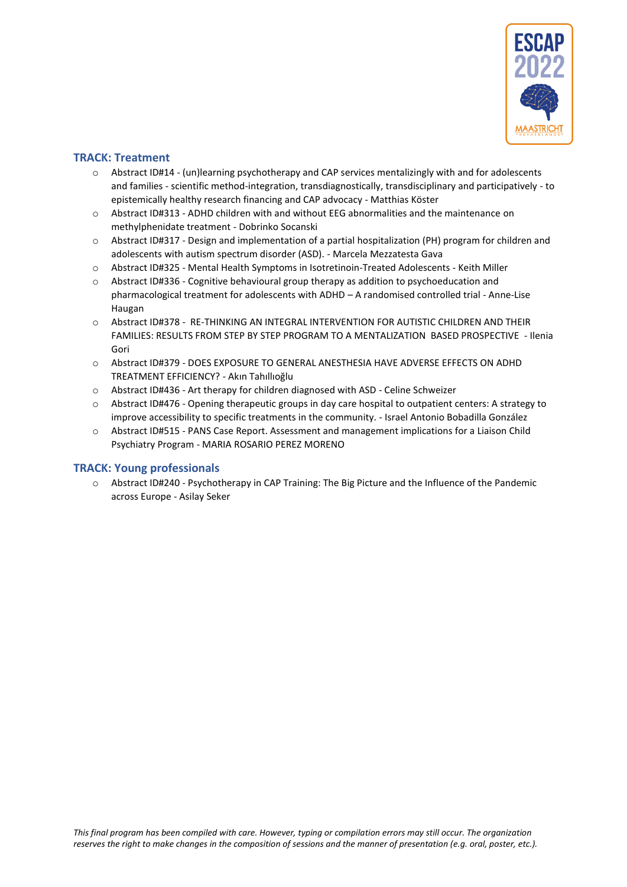## TRACK: Treatment

- Abstract ID#14 - (un)learning psychotherapy and CAP services mentalizingly with and for adolescents and families - scientific method-integration, transdiagnostically, transdisciplinary and participatively - to epistemically healthy research financing and CAP advocacy - Matthias Köster
- Abstract ID#313 - ADHD children with and without EEG abnormalities and the maintenance on methylphenidate treatment - Dobrinko Socanski
- Abstract ID#317 - Design and implementation of a partial hospitalization (PH) program for children and adolescents with autism spectrum disorder (ASD). - Marcela Mezzatesta Gava
- Abstract ID#325 - Mental Health Symptoms in Isotretinoin-Treated Adolescents - Keith Miller
- Abstract ID#336 - Cognitive behavioural group therapy as addition to psychoeducation and pharmacological treatment for adolescents with ADHD – A randomised controlled trial - Anne-Lise Haugan
- Abstract ID#378 - RE-THINKING AN INTEGRAL INTERVENTION FOR AUTISTIC CHILDREN AND THEIR FAMILIES: RESULTS FROM STEP BY STEP PROGRAM TO A MENTALIZATION BASED PROSPECTIVE - Ilenia Gori
- Abstract ID#379 - DOES EXPOSURE TO GENERAL ANESTHESIA HAVE ADVERSE EFFECTS ON ADHD TREATMENT EFFICIENCY? - Akın Tahıllıoğlu
- Abstract ID#436 - Art therapy for children diagnosed with ASD - Celine Schweizer
- Abstract ID#476 - Opening therapeutic groups in day care hospital to outpatient centers: A strategy to improve accessibility to specific treatments in the community. - Israel Antonio Bobadilla González
- Abstract ID#515 - PANS Case Report. Assessment and management implications for a Liaison Child Psychiatry Program - MARIA ROSARIO PEREZ MORENO

## TRACK: Young professionals

- Abstract ID#240 - Psychotherapy in CAP Training: The Big Picture and the Influence of the Pandemic across Europe - Asilay Seker

*This final program has been compiled with care. However, typing or compilation errors may still occur. The organization reserves the right to make changes in the composition of sessions and the manner of presentation (e.g. oral, poster, etc.).*